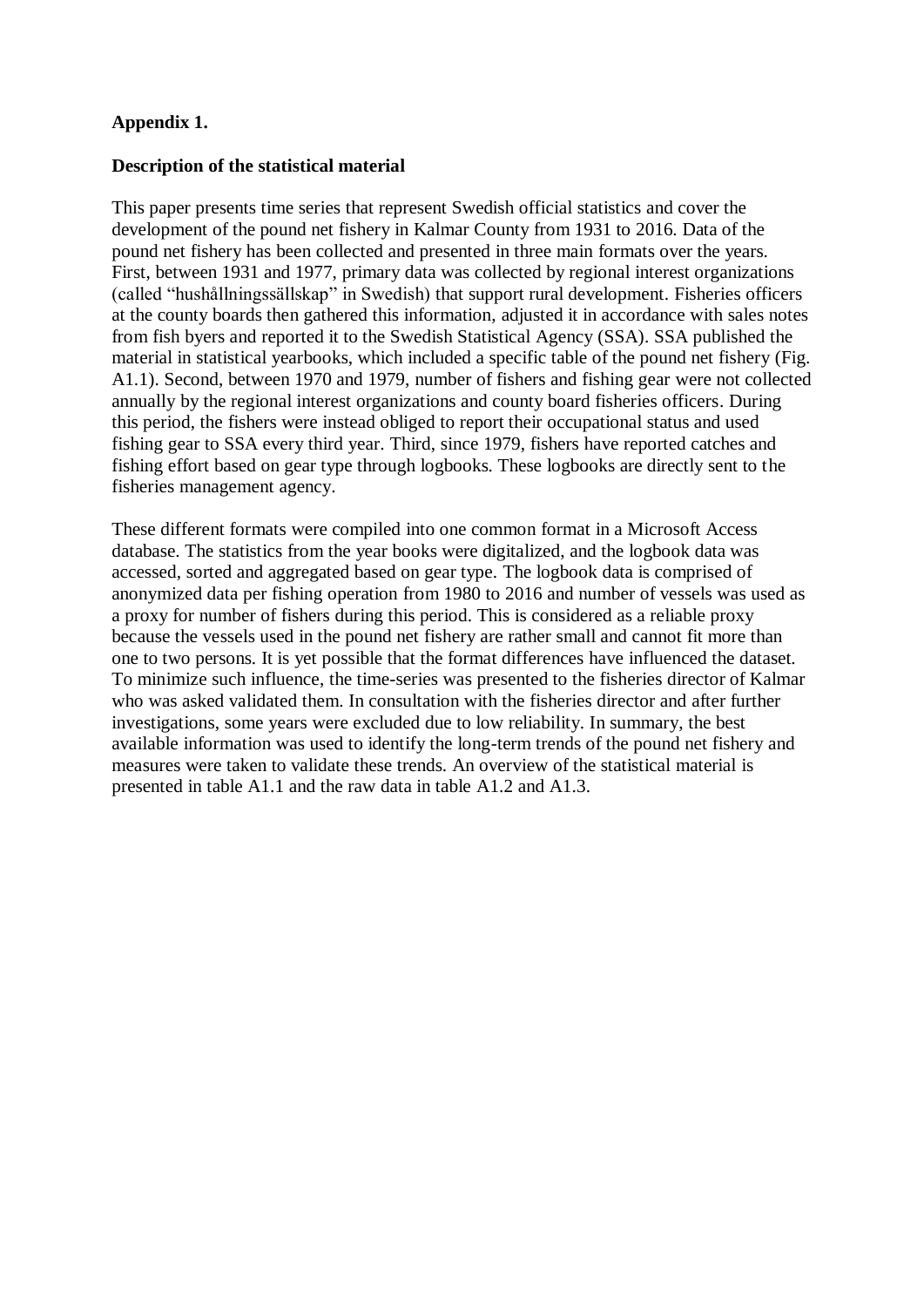**Appendix 1.**

**Description of the statistical material**

This paper presents time series that represent Swedish official statistics and cover the development of the pound net fishery in Kalmar County from 1931 to 2016. Data of the pound net fishery has been collected and presented in three main formats over the years. First, between 1931 and 1977, primary data was collected by regional interest organizations (called "hushållningssällskap" in Swedish) that support rural development. Fisheries officers at the county boards then gathered this information, adjusted it in accordance with sales notes from fish byers and reported it to the Swedish Statistical Agency (SSA). SSA published the material in statistical yearbooks, which included a specific table of the pound net fishery (Fig. A1.1). Second, between 1970 and 1979, number of fishers and fishing gear were not collected annually by the regional interest organizations and county board fisheries officers. During this period, the fishers were instead obliged to report their occupational status and used fishing gear to SSA every third year. Third, since 1979, fishers have reported catches and fishing effort based on gear type through logbooks. These logbooks are directly sent to the fisheries management agency.

These different formats were compiled into one common format in a Microsoft Access database. The statistics from the year books were digitalized, and the logbook data was accessed, sorted and aggregated based on gear type. The logbook data is comprised of anonymized data per fishing operation from 1980 to 2016 and number of vessels was used as a proxy for number of fishers during this period. This is considered as a reliable proxy because the vessels used in the pound net fishery are rather small and cannot fit more than one to two persons. It is yet possible that the format differences have influenced the dataset. To minimize such influence, the time-series was presented to the fisheries director of Kalmar who was asked validated them. In consultation with the fisheries director and after further investigations, some years were excluded due to low reliability. In summary, the best available information was used to identify the long-term trends of the pound net fishery and measures were taken to validate these trends. An overview of the statistical material is presented in table A1.1 and the raw data in table A1.2 and A1.3.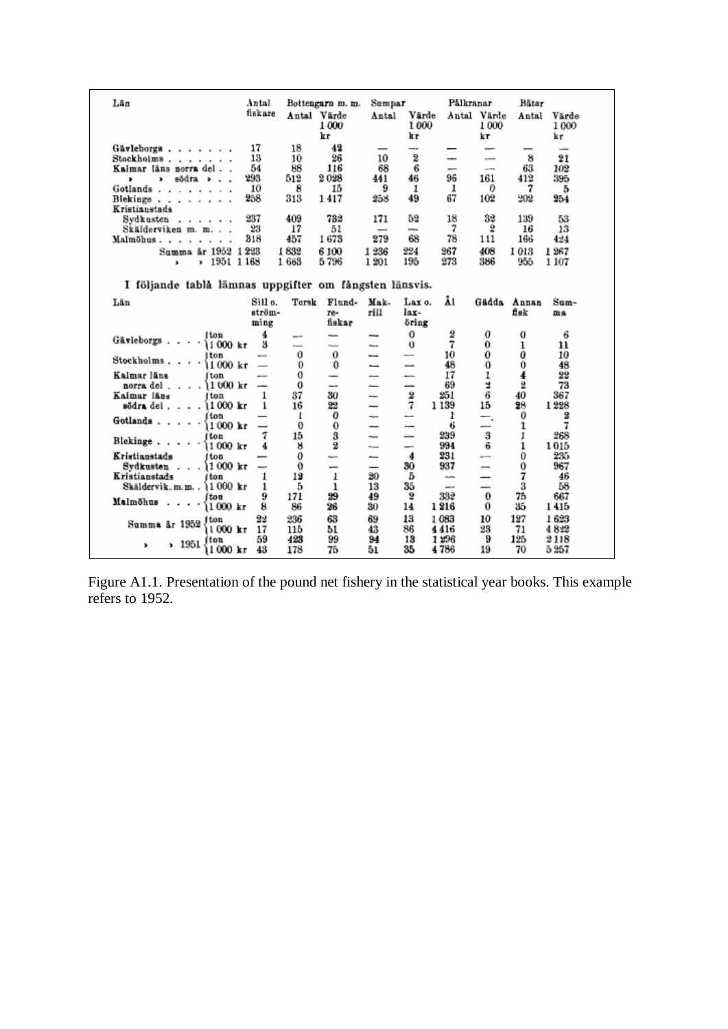| Län | Antal fiskare | Bottengarn m. m. | | Sumpar | | Pålkranar | | Båtar | |
|---|---|---|---|---|---|---|---|---|---|
| | | Antal | Värde 1 000 kr | Antal | Värde 1 000 kr | Antal | Värde 1 000 kr | Antal | Värde 1 000 kr |
| Gävleborgs | 17 | 18 | 42 | — | — | — | — | — | — |
| Stockholms | 13 | 10 | 26 | 10 | 2 | — | — | 8 | 21 |
| Kalmar läns norra del | 54 | 88 | 116 | 68 | 6 | — | — | 63 | 102 |
| » » södra » | 293 | 512 | 2 028 | 441 | 46 | 96 | 161 | 412 | 395 |
| Gotlands | 10 | 8 | 15 | 9 | 1 | 1 | 0 | 7 | 5 |
| Blekinge | 258 | 313 | 1 417 | 258 | 49 | 67 | 102 | 202 | 254 |
| Kristianstads | | | | | | | | | |
| Sydkusten | 237 | 409 | 732 | 171 | 52 | 18 | 32 | 139 | 53 |
| Skälderviken m. m. | 23 | 17 | 51 | — | — | 7 | 2 | 16 | 13 |
| Malmöhus | 318 | 457 | 1 673 | 279 | 68 | 78 | 111 | 166 | 424 |
| Summa år 1952 | 1 223 | 1 832 | 6 100 | 1 236 | 224 | 267 | 408 | 1 013 | 1 267 |
| » » 1951 | 1 168 | 1 663 | 5 796 | 1 201 | 195 | 273 | 386 | 955 | 1 107 |

I följande tablå lämnas uppgifter om fångsten länsvis.

| Län | | Sill o. strömming | Torsk | Flundrefiskar | Makrill | Lax o. laxöring | Ål | Gädda | Annan fisk | Summa |
|---|---|---|---|---|---|---|---|---|---|---|
| Gävleborgs | ton | 4 | — | — | — | 0 | 2 | 0 | 0 | 6 |
| | 1 000 kr | 3 | — | — | — | 0 | 7 | 0 | 1 | 11 |
| Stockholms | ton | — | 0 | 0 | — | — | 10 | 0 | 0 | 10 |
| | 1 000 kr | — | 0 | 0 | — | — | 48 | 0 | 0 | 48 |
| Kalmar läns norra del | ton | — | 0 | — | — | — | 17 | 1 | 4 | 22 |
| | 1 000 kr | — | 0 | — | — | — | 69 | 2 | 2 | 73 |
| Kalmar läns södra del | ton | 1 | 37 | 30 | — | 2 | 251 | 6 | 40 | 367 |
| | 1 000 kr | 1 | 16 | 22 | — | 7 | 1 139 | 15 | 28 | 1 228 |
| Gotlands | ton | — | 1 | 0 | — | — | 1 | — | 0 | 2 |
| | 1 000 kr | — | 0 | 0 | — | — | 6 | — | 1 | 7 |
| Blekinge | ton | 7 | 15 | 3 | — | — | 239 | 3 | 1 | 268 |
| | 1 000 kr | 4 | 8 | 2 | — | — | 994 | 6 | 1 | 1 015 |
| Kristianstads Sydkusten | ton | — | 0 | — | — | 4 | 231 | — | 0 | 235 |
| | 1 000 kr | — | 0 | — | — | 30 | 937 | — | 0 | 967 |
| Kristianstads Skäldervik. m. m. | ton | 1 | 12 | 1 | 20 | 5 | — | — | 7 | 46 |
| | 1 000 kr | 1 | 5 | 1 | 13 | 35 | — | — | 3 | 58 |
| Malmöhus | ton | 9 | 171 | 29 | 49 | 2 | 332 | 0 | 75 | 667 |
| | 1 000 kr | 8 | 86 | 26 | 30 | 14 | 1 216 | 0 | 35 | 1 415 |
| Summa år 1952 | ton | 22 | 236 | 63 | 69 | 13 | 1 083 | 10 | 127 | 1 623 |
| | 1 000 kr | 17 | 115 | 51 | 43 | 86 | 4 416 | 23 | 71 | 4 822 |
| » » 1951 | ton | 59 | 423 | 99 | 94 | 13 | 1 296 | 9 | 125 | 2 118 |
| | 1 000 kr | 43 | 178 | 75 | 51 | 35 | 4 786 | 19 | 70 | 5 257 |

Figure A1.1. Presentation of the pound net fishery in the statistical year books. This example refers to 1952.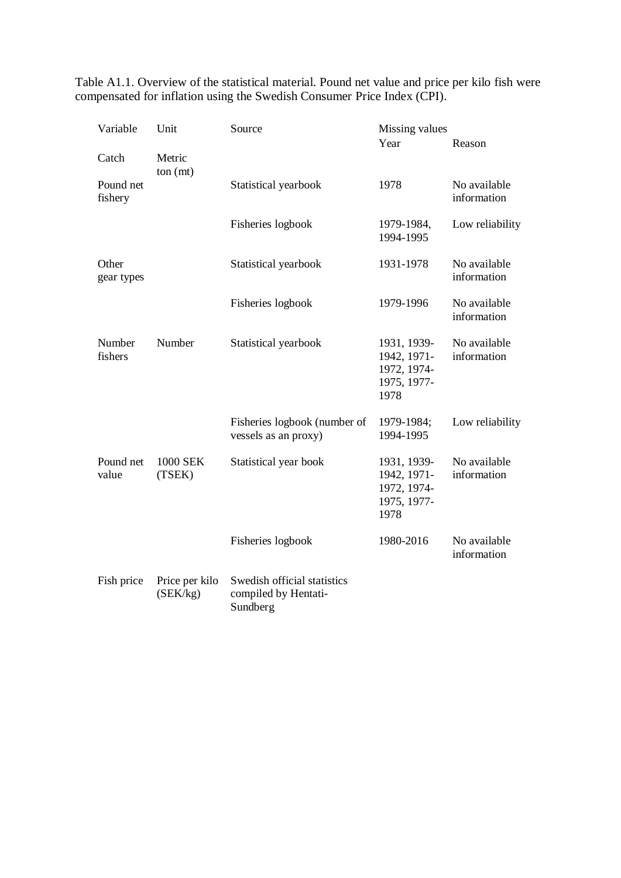Table A1.1. Overview of the statistical material. Pound net value and price per kilo fish were compensated for inflation using the Swedish Consumer Price Index (CPI).

| Variable | Unit | Source | Missing values | |
|---|---|---|---|---|
| | | | Year | Reason |
| Catch | Metric ton (mt) | | | |
| Pound net fishery | | Statistical yearbook | 1978 | No available information |
| | | Fisheries logbook | 1979-1984, 1994-1995 | Low reliability |
| Other gear types | | Statistical yearbook | 1931-1978 | No available information |
| | | Fisheries logbook | 1979-1996 | No available information |
| Number fishers | Number | Statistical yearbook | 1931, 1939-1942, 1971-1972, 1974-1975, 1977-1978 | No available information |
| | | Fisheries logbook (number of vessels as an proxy) | 1979-1984; 1994-1995 | Low reliability |
| Pound net value | 1000 SEK (TSEK) | Statistical year book | 1931, 1939-1942, 1971-1972, 1974-1975, 1977-1978 | No available information |
| | | Fisheries logbook | 1980-2016 | No available information |
| Fish price | Price per kilo (SEK/kg) | Swedish official statistics compiled by Hentati-Sundberg | | |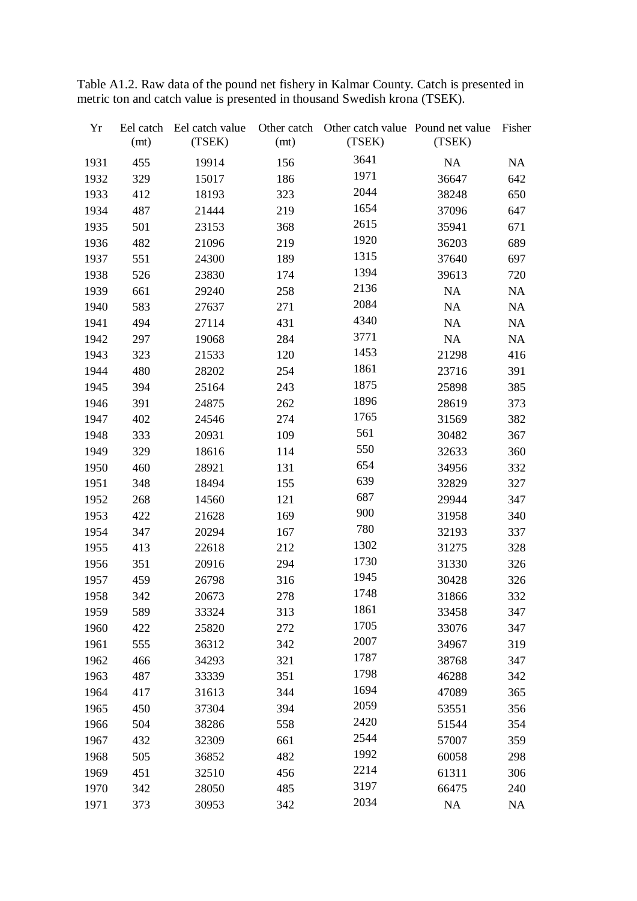Table A1.2. Raw data of the pound net fishery in Kalmar County. Catch is presented in metric ton and catch value is presented in thousand Swedish krona (TSEK).

| Yr | Eel catch (mt) | Eel catch value (TSEK) | Other catch (mt) | Other catch value (TSEK) | Pound net value (TSEK) | Fisher |
|---|---|---|---|---|---|---|
| 1931 | 455 | 19914 | 156 | 3641 | NA | NA |
| 1932 | 329 | 15017 | 186 | 1971 | 36647 | 642 |
| 1933 | 412 | 18193 | 323 | 2044 | 38248 | 650 |
| 1934 | 487 | 21444 | 219 | 1654 | 37096 | 647 |
| 1935 | 501 | 23153 | 368 | 2615 | 35941 | 671 |
| 1936 | 482 | 21096 | 219 | 1920 | 36203 | 689 |
| 1937 | 551 | 24300 | 189 | 1315 | 37640 | 697 |
| 1938 | 526 | 23830 | 174 | 1394 | 39613 | 720 |
| 1939 | 661 | 29240 | 258 | 2136 | NA | NA |
| 1940 | 583 | 27637 | 271 | 2084 | NA | NA |
| 1941 | 494 | 27114 | 431 | 4340 | NA | NA |
| 1942 | 297 | 19068 | 284 | 3771 | NA | NA |
| 1943 | 323 | 21533 | 120 | 1453 | 21298 | 416 |
| 1944 | 480 | 28202 | 254 | 1861 | 23716 | 391 |
| 1945 | 394 | 25164 | 243 | 1875 | 25898 | 385 |
| 1946 | 391 | 24875 | 262 | 1896 | 28619 | 373 |
| 1947 | 402 | 24546 | 274 | 1765 | 31569 | 382 |
| 1948 | 333 | 20931 | 109 | 561 | 30482 | 367 |
| 1949 | 329 | 18616 | 114 | 550 | 32633 | 360 |
| 1950 | 460 | 28921 | 131 | 654 | 34956 | 332 |
| 1951 | 348 | 18494 | 155 | 639 | 32829 | 327 |
| 1952 | 268 | 14560 | 121 | 687 | 29944 | 347 |
| 1953 | 422 | 21628 | 169 | 900 | 31958 | 340 |
| 1954 | 347 | 20294 | 167 | 780 | 32193 | 337 |
| 1955 | 413 | 22618 | 212 | 1302 | 31275 | 328 |
| 1956 | 351 | 20916 | 294 | 1730 | 31330 | 326 |
| 1957 | 459 | 26798 | 316 | 1945 | 30428 | 326 |
| 1958 | 342 | 20673 | 278 | 1748 | 31866 | 332 |
| 1959 | 589 | 33324 | 313 | 1861 | 33458 | 347 |
| 1960 | 422 | 25820 | 272 | 1705 | 33076 | 347 |
| 1961 | 555 | 36312 | 342 | 2007 | 34967 | 319 |
| 1962 | 466 | 34293 | 321 | 1787 | 38768 | 347 |
| 1963 | 487 | 33339 | 351 | 1798 | 46288 | 342 |
| 1964 | 417 | 31613 | 344 | 1694 | 47089 | 365 |
| 1965 | 450 | 37304 | 394 | 2059 | 53551 | 356 |
| 1966 | 504 | 38286 | 558 | 2420 | 51544 | 354 |
| 1967 | 432 | 32309 | 661 | 2544 | 57007 | 359 |
| 1968 | 505 | 36852 | 482 | 1992 | 60058 | 298 |
| 1969 | 451 | 32510 | 456 | 2214 | 61311 | 306 |
| 1970 | 342 | 28050 | 485 | 3197 | 66475 | 240 |
| 1971 | 373 | 30953 | 342 | 2034 | NA | NA |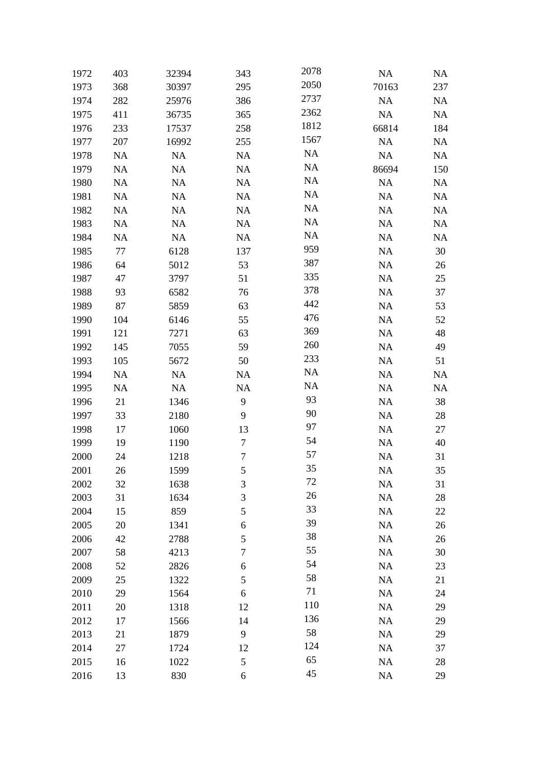| | | | | | | |
|---|---|---|---|---|---|---|
| 1972 | 403 | 32394 | 343 | 2078 | NA | NA |
| 1973 | 368 | 30397 | 295 | 2050 | 70163 | 237 |
| 1974 | 282 | 25976 | 386 | 2737 | NA | NA |
| 1975 | 411 | 36735 | 365 | 2362 | NA | NA |
| 1976 | 233 | 17537 | 258 | 1812 | 66814 | 184 |
| 1977 | 207 | 16992 | 255 | 1567 | NA | NA |
| 1978 | NA | NA | NA | NA | NA | NA |
| 1979 | NA | NA | NA | NA | 86694 | 150 |
| 1980 | NA | NA | NA | NA | NA | NA |
| 1981 | NA | NA | NA | NA | NA | NA |
| 1982 | NA | NA | NA | NA | NA | NA |
| 1983 | NA | NA | NA | NA | NA | NA |
| 1984 | NA | NA | NA | NA | NA | NA |
| 1985 | 77 | 6128 | 137 | 959 | NA | 30 |
| 1986 | 64 | 5012 | 53 | 387 | NA | 26 |
| 1987 | 47 | 3797 | 51 | 335 | NA | 25 |
| 1988 | 93 | 6582 | 76 | 378 | NA | 37 |
| 1989 | 87 | 5859 | 63 | 442 | NA | 53 |
| 1990 | 104 | 6146 | 55 | 476 | NA | 52 |
| 1991 | 121 | 7271 | 63 | 369 | NA | 48 |
| 1992 | 145 | 7055 | 59 | 260 | NA | 49 |
| 1993 | 105 | 5672 | 50 | 233 | NA | 51 |
| 1994 | NA | NA | NA | NA | NA | NA |
| 1995 | NA | NA | NA | NA | NA | NA |
| 1996 | 21 | 1346 | 9 | 93 | NA | 38 |
| 1997 | 33 | 2180 | 9 | 90 | NA | 28 |
| 1998 | 17 | 1060 | 13 | 97 | NA | 27 |
| 1999 | 19 | 1190 | 7 | 54 | NA | 40 |
| 2000 | 24 | 1218 | 7 | 57 | NA | 31 |
| 2001 | 26 | 1599 | 5 | 35 | NA | 35 |
| 2002 | 32 | 1638 | 3 | 72 | NA | 31 |
| 2003 | 31 | 1634 | 3 | 26 | NA | 28 |
| 2004 | 15 | 859 | 5 | 33 | NA | 22 |
| 2005 | 20 | 1341 | 6 | 39 | NA | 26 |
| 2006 | 42 | 2788 | 5 | 38 | NA | 26 |
| 2007 | 58 | 4213 | 7 | 55 | NA | 30 |
| 2008 | 52 | 2826 | 6 | 54 | NA | 23 |
| 2009 | 25 | 1322 | 5 | 58 | NA | 21 |
| 2010 | 29 | 1564 | 6 | 71 | NA | 24 |
| 2011 | 20 | 1318 | 12 | 110 | NA | 29 |
| 2012 | 17 | 1566 | 14 | 136 | NA | 29 |
| 2013 | 21 | 1879 | 9 | 58 | NA | 29 |
| 2014 | 27 | 1724 | 12 | 124 | NA | 37 |
| 2015 | 16 | 1022 | 5 | 65 | NA | 28 |
| 2016 | 13 | 830 | 6 | 45 | NA | 29 |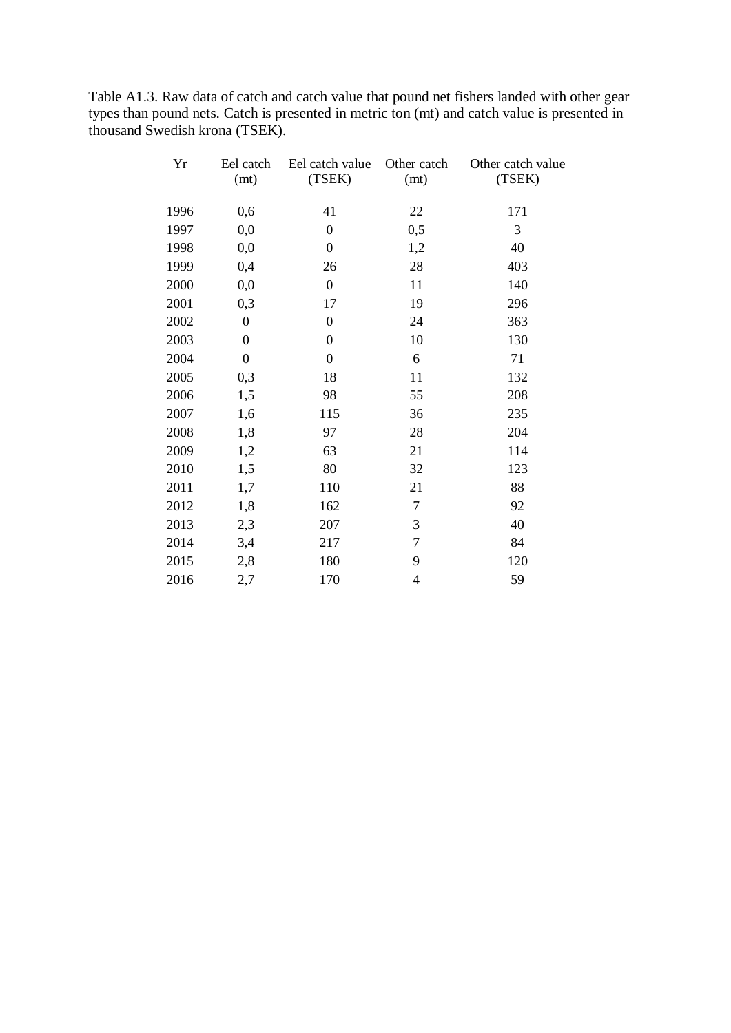Table A1.3. Raw data of catch and catch value that pound net fishers landed with other gear types than pound nets. Catch is presented in metric ton (mt) and catch value is presented in thousand Swedish krona (TSEK).

| Yr | Eel catch (mt) | Eel catch value (TSEK) | Other catch (mt) | Other catch value (TSEK) |
|---|---|---|---|---|
| 1996 | 0,6 | 41 | 22 | 171 |
| 1997 | 0,0 | 0 | 0,5 | 3 |
| 1998 | 0,0 | 0 | 1,2 | 40 |
| 1999 | 0,4 | 26 | 28 | 403 |
| 2000 | 0,0 | 0 | 11 | 140 |
| 2001 | 0,3 | 17 | 19 | 296 |
| 2002 | 0 | 0 | 24 | 363 |
| 2003 | 0 | 0 | 10 | 130 |
| 2004 | 0 | 0 | 6 | 71 |
| 2005 | 0,3 | 18 | 11 | 132 |
| 2006 | 1,5 | 98 | 55 | 208 |
| 2007 | 1,6 | 115 | 36 | 235 |
| 2008 | 1,8 | 97 | 28 | 204 |
| 2009 | 1,2 | 63 | 21 | 114 |
| 2010 | 1,5 | 80 | 32 | 123 |
| 2011 | 1,7 | 110 | 21 | 88 |
| 2012 | 1,8 | 162 | 7 | 92 |
| 2013 | 2,3 | 207 | 3 | 40 |
| 2014 | 3,4 | 217 | 7 | 84 |
| 2015 | 2,8 | 180 | 9 | 120 |
| 2016 | 2,7 | 170 | 4 | 59 |